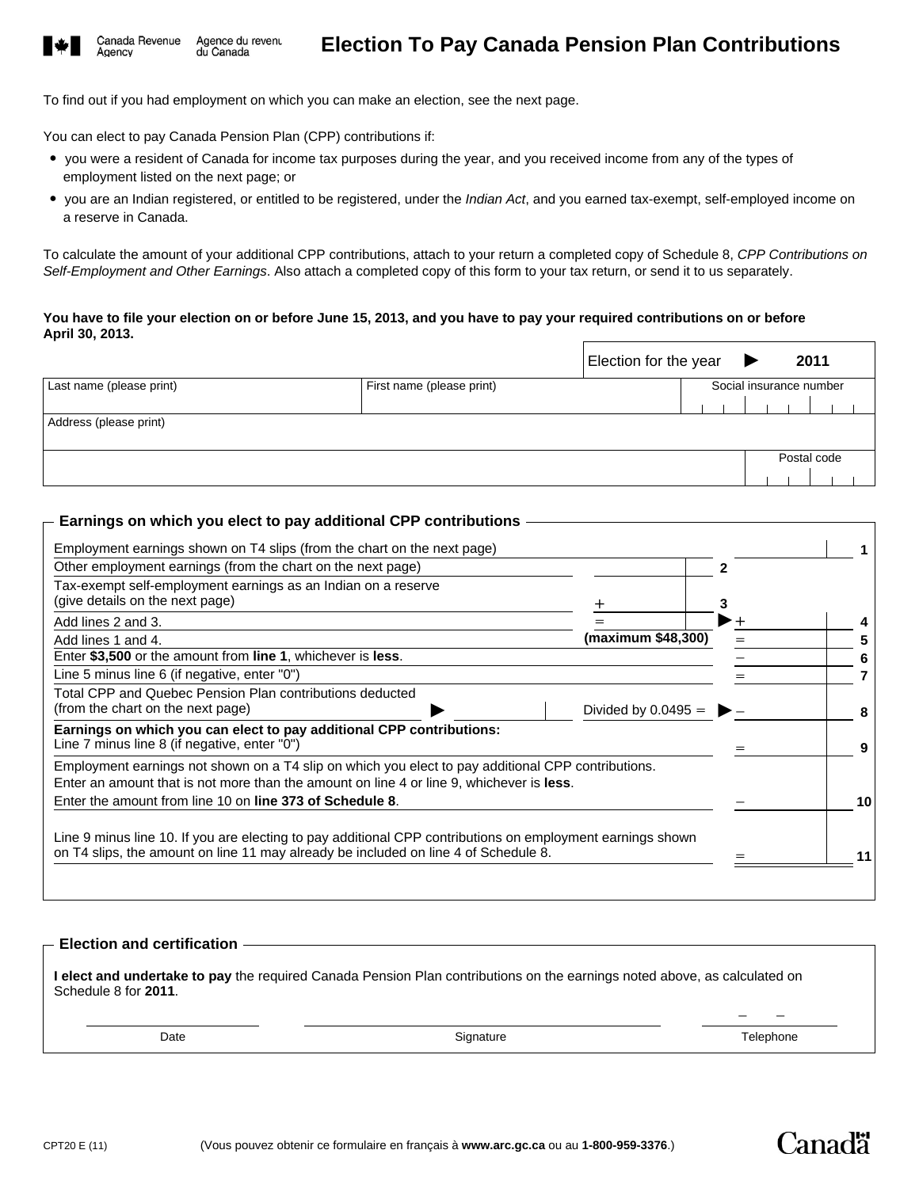Canada Revenue Agency — Agence du revenu du Canada

# Election To Pay Canada Pension Plan Contributions

To find out if you had employment on which you can make an election, see the next page.

You can elect to pay Canada Pension Plan (CPP) contributions if:

- you were a resident of Canada for income tax purposes during the year, and you received income from any of the types of employment listed on the next page; or
- you are an Indian registered, or entitled to be registered, under the *Indian Act*, and you earned tax-exempt, self-employed income on a reserve in Canada.

To calculate the amount of your additional CPP contributions, attach to your return a completed copy of Schedule 8, *CPP Contributions on Self-Employment and Other Earnings*. Also attach a completed copy of this form to your tax return, or send it to us separately.

**You have to file your election on or before June 15, 2013, and you have to pay your required contributions on or before April 30, 2013.**

| | | Election for the year ▶ **2011** |
|---|---|---|
| Last name (please print) | First name (please print) | Social insurance number |
| Address (please print) | | |
| | | Postal code |

## Earnings on which you elect to pay additional CPP contributions

| Description | | | | Line |
|---|---|---|---|---|
| Employment earnings shown on T4 slips (from the chart on the next page) | | | | 1 |
| Other employment earnings (from the chart on the next page) | | 2 | | |
| Tax-exempt self-employment earnings as an Indian on a reserve (give details on the next page) | + | 3 | | |
| Add lines 2 and 3. | = | ▶ | + | 4 |
| Add lines 1 and 4. | **(maximum $48,300)** | | = | 5 |
| Enter **$3,500** or the amount from **line 1**, whichever is **less**. | | | − | 6 |
| Line 5 minus line 6 (if negative, enter "0") | | | = | 7 |
| Total CPP and Quebec Pension Plan contributions deducted (from the chart on the next page) ▶ | Divided by 0.0495 = | ▶ | − | 8 |
| **Earnings on which you can elect to pay additional CPP contributions:** Line 7 minus line 8 (if negative, enter "0") | | | = | 9 |
| Employment earnings not shown on a T4 slip on which you elect to pay additional CPP contributions. Enter an amount that is not more than the amount on line 4 or line 9, whichever is **less**. Enter the amount from line 10 on **line 373 of Schedule 8**. | | | − | 10 |
| Line 9 minus line 10. If you are electing to pay additional CPP contributions on employment earnings shown on T4 slips, the amount on line 11 may already be included on line 4 of Schedule 8. | | | = | 11 |

## Election and certification

**I elect and undertake to pay** the required Canada Pension Plan contributions on the earnings noted above, as calculated on Schedule 8 for **2011**.

| Date | Signature | Telephone |
|---|---|---|
| | | |

CPT20 E (11)

(Vous pouvez obtenir ce formulaire en français à **www.arc.gc.ca** ou au **1-800-959-3376**.)

Canada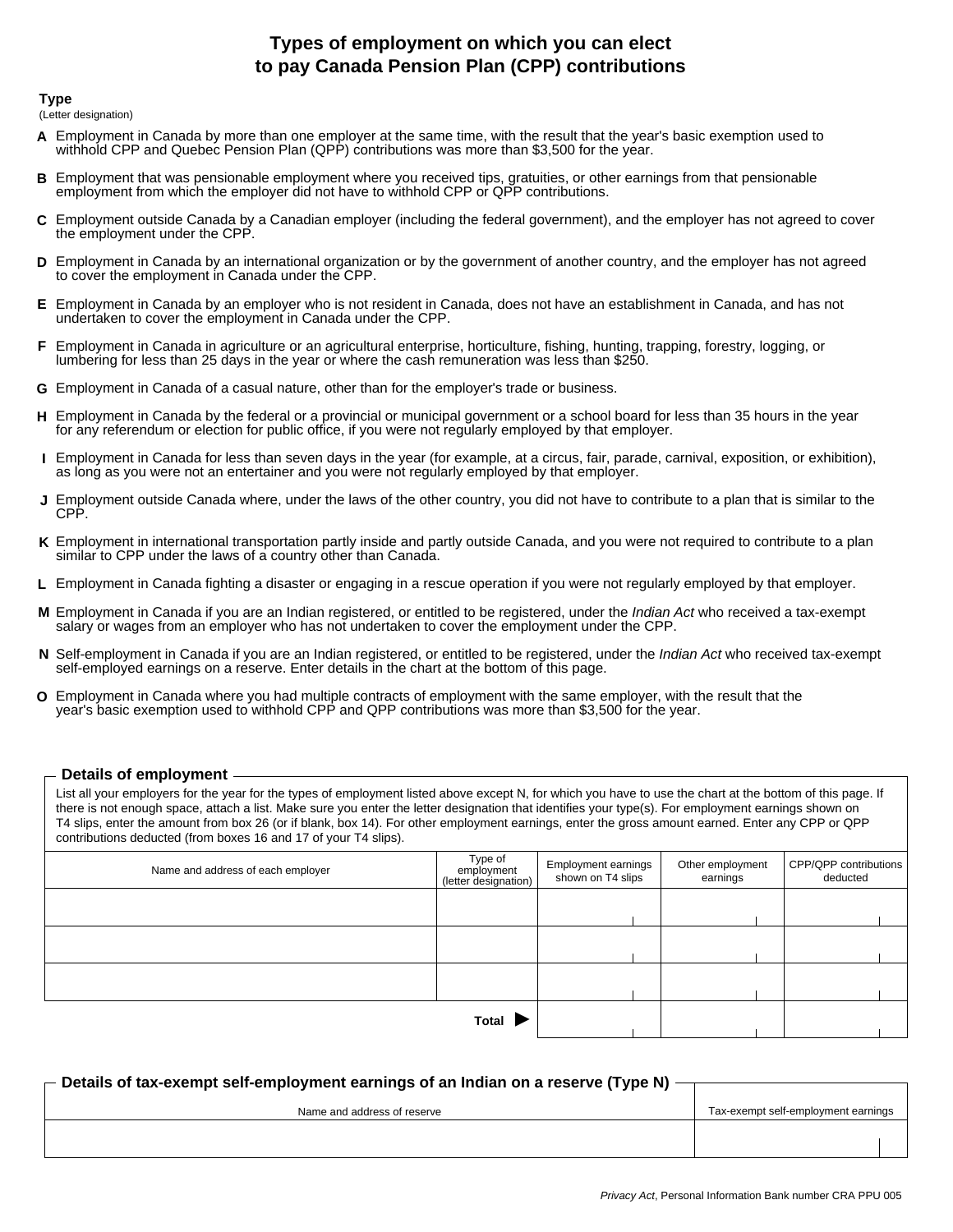# Types of employment on which you can elect to pay Canada Pension Plan (CPP) contributions

**Type**
(Letter designation)

**A** Employment in Canada by more than one employer at the same time, with the result that the year's basic exemption used to withhold CPP and Quebec Pension Plan (QPP) contributions was more than $3,500 for the year.

**B** Employment that was pensionable employment where you received tips, gratuities, or other earnings from that pensionable employment from which the employer did not have to withhold CPP or QPP contributions.

**C** Employment outside Canada by a Canadian employer (including the federal government), and the employer has not agreed to cover the employment under the CPP.

**D** Employment in Canada by an international organization or by the government of another country, and the employer has not agreed to cover the employment in Canada under the CPP.

**E** Employment in Canada by an employer who is not resident in Canada, does not have an establishment in Canada, and has not undertaken to cover the employment in Canada under the CPP.

**F** Employment in Canada in agriculture or an agricultural enterprise, horticulture, fishing, hunting, trapping, forestry, logging, or lumbering for less than 25 days in the year or where the cash remuneration was less than $250.

**G** Employment in Canada of a casual nature, other than for the employer's trade or business.

**H** Employment in Canada by the federal or a provincial or municipal government or a school board for less than 35 hours in the year for any referendum or election for public office, if you were not regularly employed by that employer.

**I** Employment in Canada for less than seven days in the year (for example, at a circus, fair, parade, carnival, exposition, or exhibition), as long as you were not an entertainer and you were not regularly employed by that employer.

**J** Employment outside Canada where, under the laws of the other country, you did not have to contribute to a plan that is similar to the CPP.

**K** Employment in international transportation partly inside and partly outside Canada, and you were not required to contribute to a plan similar to CPP under the laws of a country other than Canada.

**L** Employment in Canada fighting a disaster or engaging in a rescue operation if you were not regularly employed by that employer.

**M** Employment in Canada if you are an Indian registered, or entitled to be registered, under the *Indian Act* who received a tax-exempt salary or wages from an employer who has not undertaken to cover the employment under the CPP.

**N** Self-employment in Canada if you are an Indian registered, or entitled to be registered, under the *Indian Act* who received tax-exempt self-employed earnings on a reserve. Enter details in the chart at the bottom of this page.

**O** Employment in Canada where you had multiple contracts of employment with the same employer, with the result that the year's basic exemption used to withhold CPP and QPP contributions was more than $3,500 for the year.

## Details of employment

List all your employers for the year for the types of employment listed above except N, for which you have to use the chart at the bottom of this page. If there is not enough space, attach a list. Make sure you enter the letter designation that identifies your type(s). For employment earnings shown on T4 slips, enter the amount from box 26 (or if blank, box 14). For other employment earnings, enter the gross amount earned. Enter any CPP or QPP contributions deducted (from boxes 16 and 17 of your T4 slips).

| Name and address of each employer | Type of employment (letter designation) | Employment earnings shown on T4 slips | Other employment earnings | CPP/QPP contributions deducted |
|---|---|---|---|---|
| | | | | |
| | | | | |
| | | | | |
| | **Total** ▶ | | | |

## Details of tax-exempt self-employment earnings of an Indian on a reserve (Type N)

| Name and address of reserve | Tax-exempt self-employment earnings |
|---|---|
| | |

*Privacy Act*, Personal Information Bank number CRA PPU 005